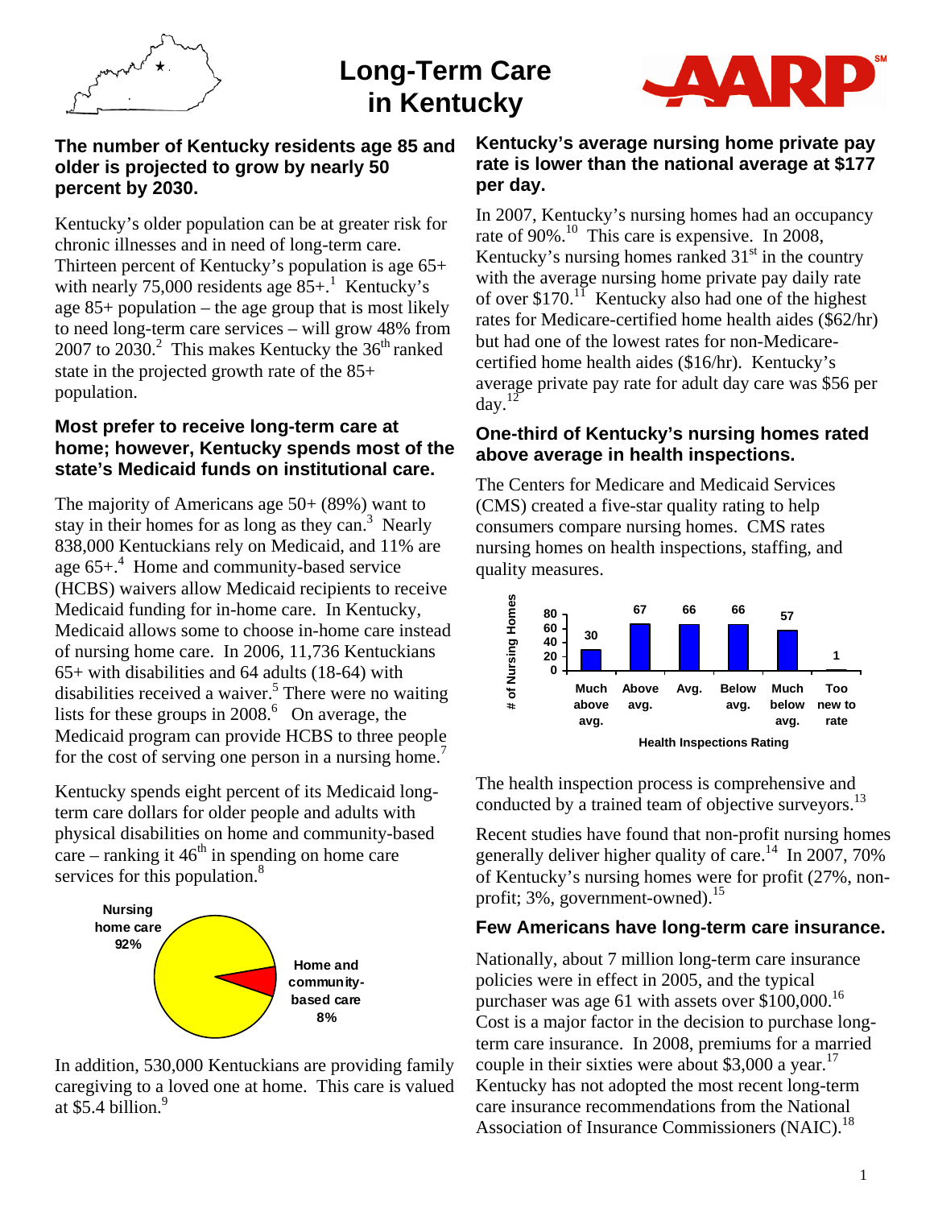# Long-Term Care in Kentucky

## The number of Kentucky residents age 85 and older is projected to grow by nearly 50 percent by 2030.

Kentucky's older population can be at greater risk for chronic illnesses and in need of long-term care. Thirteen percent of Kentucky's population is age 65+ with nearly 75,000 residents age 85+.[1] Kentucky's age 85+ population – the age group that is most likely to need long-term care services – will grow 48% from 2007 to 2030.[2] This makes Kentucky the 36th ranked state in the projected growth rate of the 85+ population.

## Most prefer to receive long-term care at home; however, Kentucky spends most of the state's Medicaid funds on institutional care.

The majority of Americans age 50+ (89%) want to stay in their homes for as long as they can.[3] Nearly 838,000 Kentuckians rely on Medicaid, and 11% are age 65+.[4] Home and community-based service (HCBS) waivers allow Medicaid recipients to receive Medicaid funding for in-home care. In Kentucky, Medicaid allows some to choose in-home care instead of nursing home care. In 2006, 11,736 Kentuckians 65+ with disabilities and 64 adults (18-64) with disabilities received a waiver.[5] There were no waiting lists for these groups in 2008.[6] On average, the Medicaid program can provide HCBS to three people for the cost of serving one person in a nursing home.[7]

Kentucky spends eight percent of its Medicaid long-term care dollars for older people and adults with physical disabilities on home and community-based care – ranking it 46th in spending on home care services for this population.[8]

| Category | Percent |
|---|---|
| Nursing home care | 92% |
| Home and community-based care | 8% |

In addition, 530,000 Kentuckians are providing family caregiving to a loved one at home. This care is valued at $5.4 billion.[9]

## Kentucky's average nursing home private pay rate is lower than the national average at $177 per day.

In 2007, Kentucky's nursing homes had an occupancy rate of 90%.[10] This care is expensive. In 2008, Kentucky's nursing homes ranked 31st in the country with the average nursing home private pay daily rate of over $170.[11] Kentucky also had one of the highest rates for Medicare-certified home health aides ($62/hr) but had one of the lowest rates for non-Medicare-certified home health aides ($16/hr). Kentucky's average private pay rate for adult day care was $56 per day.[12]

## One-third of Kentucky's nursing homes rated above average in health inspections.

The Centers for Medicare and Medicaid Services (CMS) created a five-star quality rating to help consumers compare nursing homes. CMS rates nursing homes on health inspections, staffing, and quality measures.

| Health Inspections Rating | # of Nursing Homes |
|---|---|
| Much above avg. | 30 |
| Above avg. | 67 |
| Avg. | 66 |
| Below avg. | 66 |
| Much below avg. | 57 |
| Too new to rate | 1 |

The health inspection process is comprehensive and conducted by a trained team of objective surveyors.[13]

Recent studies have found that non-profit nursing homes generally deliver higher quality of care.[14] In 2007, 70% of Kentucky's nursing homes were for profit (27%, non-profit; 3%, government-owned).[15]

## Few Americans have long-term care insurance.

Nationally, about 7 million long-term care insurance policies were in effect in 2005, and the typical purchaser was age 61 with assets over $100,000.[16] Cost is a major factor in the decision to purchase long-term care insurance. In 2008, premiums for a married couple in their sixties were about $3,000 a year.[17] Kentucky has not adopted the most recent long-term care insurance recommendations from the National Association of Insurance Commissioners (NAIC).[18]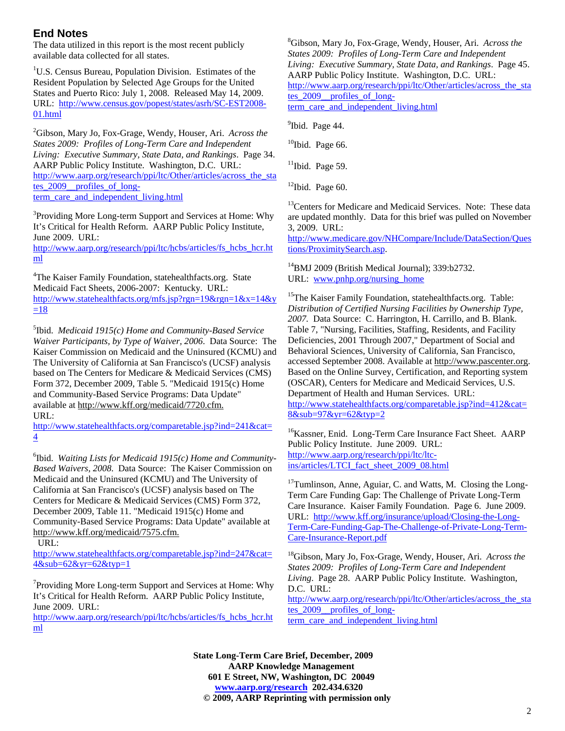## End Notes

The data utilized in this report is the most recent publicly available data collected for all states.

[1]U.S. Census Bureau, Population Division. Estimates of the Resident Population by Selected Age Groups for the United States and Puerto Rico: July 1, 2008. Released May 14, 2009. URL: http://www.census.gov/popest/states/asrh/SC-EST2008-01.html

[2]Gibson, Mary Jo, Fox-Grage, Wendy, Houser, Ari. *Across the States 2009: Profiles of Long-Term Care and Independent Living: Executive Summary, State Data, and Rankings*. Page 34. AARP Public Policy Institute. Washington, D.C. URL: http://www.aarp.org/research/ppi/ltc/Other/articles/across_the_states_2009__profiles_of_long-term_care_and_independent_living.html

[3]Providing More Long-term Support and Services at Home: Why It's Critical for Health Reform. AARP Public Policy Institute, June 2009. URL: http://www.aarp.org/research/ppi/ltc/hcbs/articles/fs_hcbs_hcr.html

[4]The Kaiser Family Foundation, statehealthfacts.org. State Medicaid Fact Sheets, 2006-2007: Kentucky. URL: http://www.statehealthfacts.org/mfs.jsp?rgn=19&rgn=1&x=14&y=18

[5]Ibid. *Medicaid 1915(c) Home and Community-Based Service Waiver Participants, by Type of Waiver, 2006*. Data Source: The Kaiser Commission on Medicaid and the Uninsured (KCMU) and The University of California at San Francisco's (UCSF) analysis based on The Centers for Medicare & Medicaid Services (CMS) Form 372, December 2009, Table 5. "Medicaid 1915(c) Home and Community-Based Service Programs: Data Update" available at http://www.kff.org/medicaid/7720.cfm.
URL:
http://www.statehealthfacts.org/comparetable.jsp?ind=241&cat=4

[6]Ibid. *Waiting Lists for Medicaid 1915(c) Home and Community-Based Waivers, 2008.* Data Source: The Kaiser Commission on Medicaid and the Uninsured (KCMU) and The University of California at San Francisco's (UCSF) analysis based on The Centers for Medicare & Medicaid Services (CMS) Form 372, December 2009, Table 11. "Medicaid 1915(c) Home and Community-Based Service Programs: Data Update" available at http://www.kff.org/medicaid/7575.cfm.
URL:
http://www.statehealthfacts.org/comparetable.jsp?ind=247&cat=4&sub=62&yr=62&typ=1

[7]Providing More Long-term Support and Services at Home: Why It's Critical for Health Reform. AARP Public Policy Institute, June 2009. URL: http://www.aarp.org/research/ppi/ltc/hcbs/articles/fs_hcbs_hcr.html

[8]Gibson, Mary Jo, Fox-Grage, Wendy, Houser, Ari. *Across the States 2009: Profiles of Long-Term Care and Independent Living: Executive Summary, State Data, and Rankings*. Page 45. AARP Public Policy Institute. Washington, D.C. URL: http://www.aarp.org/research/ppi/ltc/Other/articles/across_the_states_2009__profiles_of_long-term_care_and_independent_living.html

[9]Ibid. Page 44.

[10]Ibid. Page 66.

[11]Ibid. Page 59.

[12]Ibid. Page 60.

[13]Centers for Medicare and Medicaid Services. Note: These data are updated monthly. Data for this brief was pulled on November 3, 2009. URL: http://www.medicare.gov/NHCompare/Include/DataSection/Questions/ProximitySearch.asp.

[14]BMJ 2009 (British Medical Journal); 339:b2732. URL: www.pnhp.org/nursing_home

[15]The Kaiser Family Foundation, statehealthfacts.org. Table: *Distribution of Certified Nursing Facilities by Ownership Type, 2007.* Data Source: C. Harrington, H. Carrillo, and B. Blank. Table 7, "Nursing, Facilities, Staffing, Residents, and Facility Deficiencies, 2001 Through 2007," Department of Social and Behavioral Sciences, University of California, San Francisco, accessed September 2008. Available at http://www.pascenter.org. Based on the Online Survey, Certification, and Reporting system (OSCAR), Centers for Medicare and Medicaid Services, U.S. Department of Health and Human Services. URL: http://www.statehealthfacts.org/comparetable.jsp?ind=412&cat=8&sub=97&yr=62&typ=2

[16]Kassner, Enid. Long-Term Care Insurance Fact Sheet. AARP Public Policy Institute. June 2009. URL: http://www.aarp.org/research/ppi/ltc/ltc-ins/articles/LTCI_fact_sheet_2009_08.html

[17]Tumlinson, Anne, Aguiar, C. and Watts, M. Closing the Long-Term Care Funding Gap: The Challenge of Private Long-Term Care Insurance. Kaiser Family Foundation. Page 6. June 2009. URL: http://www.kff.org/insurance/upload/Closing-the-Long-Term-Care-Funding-Gap-The-Challenge-of-Private-Long-Term-Care-Insurance-Report.pdf

[18]Gibson, Mary Jo, Fox-Grage, Wendy, Houser, Ari. *Across the States 2009: Profiles of Long-Term Care and Independent Living*. Page 28. AARP Public Policy Institute. Washington, D.C. URL: http://www.aarp.org/research/ppi/ltc/Other/articles/across_the_states_2009__profiles_of_long-term_care_and_independent_living.html

**State Long-Term Care Brief, December, 2009**
**AARP Knowledge Management**
**601 E Street, NW, Washington, DC 20049**
**www.aarp.org/research 202.434.6320**
**© 2009, AARP Reprinting with permission only**